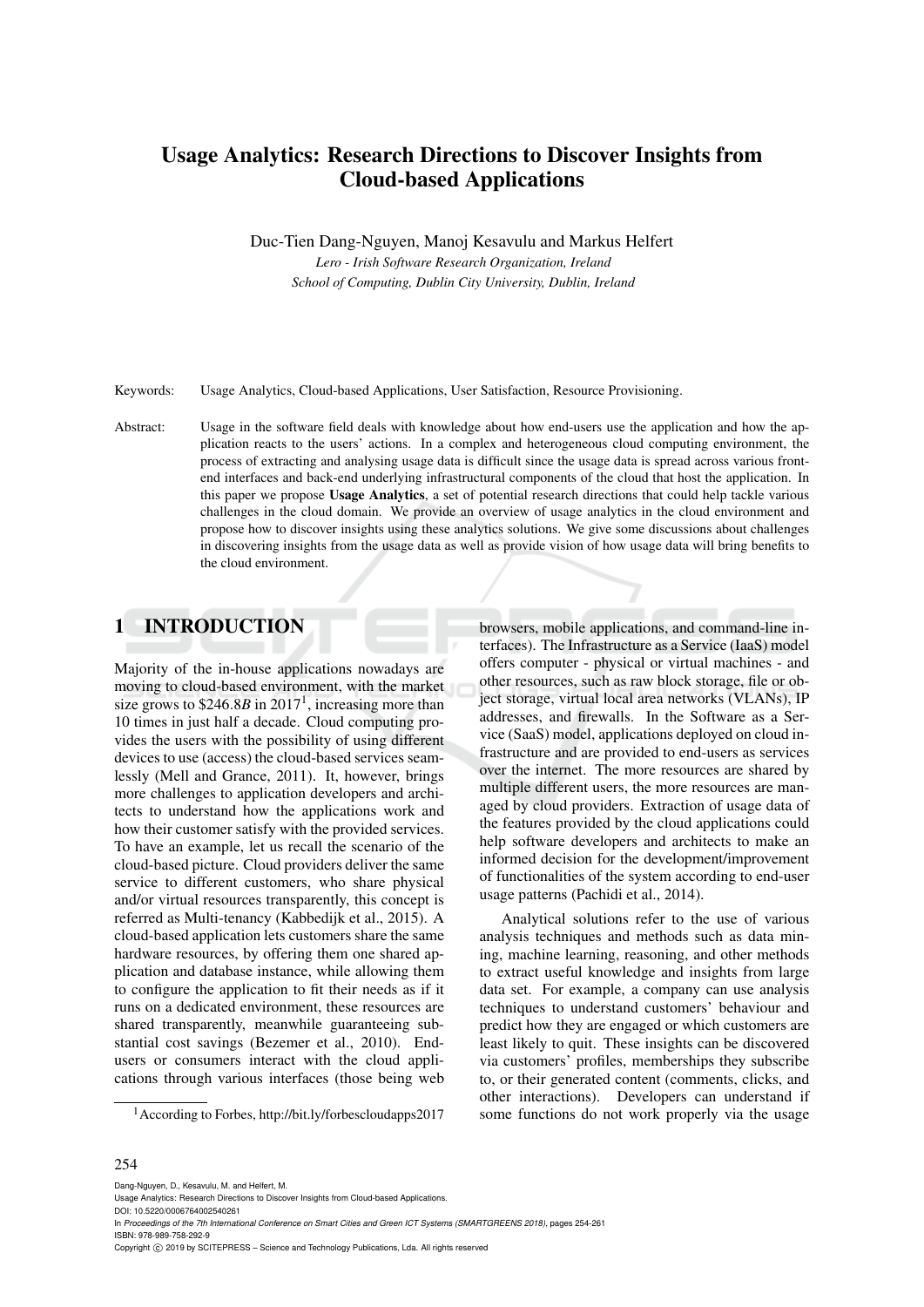# Usage Analytics: Research Directions to Discover Insights from Cloud-based Applications

Duc-Tien Dang-Nguyen, Manoj Kesavulu and Markus Helfert

*Lero - Irish Software Research Organization, Ireland*
*School of Computing, Dublin City University, Dublin, Ireland*

Keywords: Usage Analytics, Cloud-based Applications, User Satisfaction, Resource Provisioning.

Abstract: Usage in the software field deals with knowledge about how end-users use the application and how the application reacts to the users' actions. In a complex and heterogeneous cloud computing environment, the process of extracting and analysing usage data is difficult since the usage data is spread across various front-end interfaces and back-end underlying infrastructural components of the cloud that host the application. In this paper we propose **Usage Analytics**, a set of potential research directions that could help tackle various challenges in the cloud domain. We provide an overview of usage analytics in the cloud environment and propose how to discover insights using these analytics solutions. We give some discussions about challenges in discovering insights from the usage data as well as provide vision of how usage data will bring benefits to the cloud environment.

## 1 INTRODUCTION

Majority of the in-house applications nowadays are moving to cloud-based environment, with the market size grows to $246.8*B* in 2017[1], increasing more than 10 times in just half a decade. Cloud computing provides the users with the possibility of using different devices to use (access) the cloud-based services seamlessly (Mell and Grance, 2011). It, however, brings more challenges to application developers and architects to understand how the applications work and how their customer satisfy with the provided services. To have an example, let us recall the scenario of the cloud-based picture. Cloud providers deliver the same service to different customers, who share physical and/or virtual resources transparently, this concept is referred as Multi-tenancy (Kabbedijk et al., 2015). A cloud-based application lets customers share the same hardware resources, by offering them one shared application and database instance, while allowing them to configure the application to fit their needs as if it runs on a dedicated environment, these resources are shared transparently, meanwhile guaranteeing substantial cost savings (Bezemer et al., 2010). End-users or consumers interact with the cloud applications through various interfaces (those being web browsers, mobile applications, and command-line interfaces). The Infrastructure as a Service (IaaS) model offers computer - physical or virtual machines - and other resources, such as raw block storage, file or object storage, virtual local area networks (VLANs), IP addresses, and firewalls. In the Software as a Service (SaaS) model, applications deployed on cloud infrastructure and are provided to end-users as services over the internet. The more resources are shared by multiple different users, the more resources are managed by cloud providers. Extraction of usage data of the features provided by the cloud applications could help software developers and architects to make an informed decision for the development/improvement of functionalities of the system according to end-user usage patterns (Pachidi et al., 2014).

Analytical solutions refer to the use of various analysis techniques and methods such as data mining, machine learning, reasoning, and other methods to extract useful knowledge and insights from large data set. For example, a company can use analysis techniques to understand customers' behaviour and predict how they are engaged or which customers are least likely to quit. These insights can be discovered via customers' profiles, memberships they subscribe to, or their generated content (comments, clicks, and other interactions). Developers can understand if some functions do not work properly via the usage

[1] According to Forbes, http://bit.ly/forbescloudapps2017

Dang-Nguyen, D., Kesavulu, M. and Helfert, M.
Usage Analytics: Research Directions to Discover Insights from Cloud-based Applications.
DOI: 10.5220/0006764002540261
In *Proceedings of the 7th International Conference on Smart Cities and Green ICT Systems (SMARTGREENS 2018)*, pages 254-261
ISBN: 978-989-758-292-9
Copyright © 2019 by SCITEPRESS – Science and Technology Publications, Lda. All rights reserved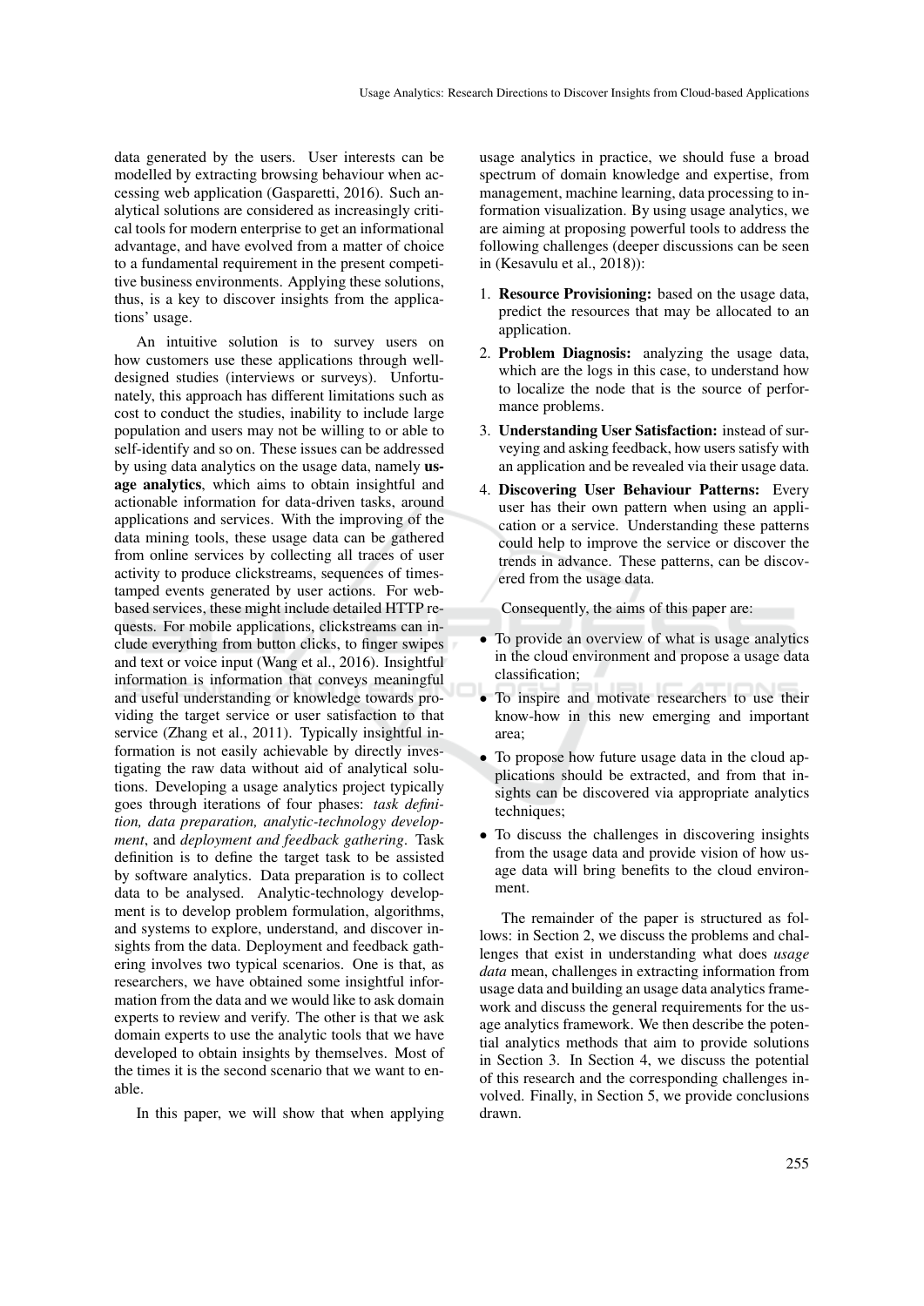data generated by the users. User interests can be modelled by extracting browsing behaviour when accessing web application (Gasparetti, 2016). Such analytical solutions are considered as increasingly critical tools for modern enterprise to get an informational advantage, and have evolved from a matter of choice to a fundamental requirement in the present competitive business environments. Applying these solutions, thus, is a key to discover insights from the applications' usage.

An intuitive solution is to survey users on how customers use these applications through well-designed studies (interviews or surveys). Unfortunately, this approach has different limitations such as cost to conduct the studies, inability to include large population and users may not be willing to or able to self-identify and so on. These issues can be addressed by using data analytics on the usage data, namely **usage analytics**, which aims to obtain insightful and actionable information for data-driven tasks, around applications and services. With the improving of the data mining tools, these usage data can be gathered from online services by collecting all traces of user activity to produce clickstreams, sequences of timestamped events generated by user actions. For web-based services, these might include detailed HTTP requests. For mobile applications, clickstreams can include everything from button clicks, to finger swipes and text or voice input (Wang et al., 2016). Insightful information is information that conveys meaningful and useful understanding or knowledge towards providing the target service or user satisfaction to that service (Zhang et al., 2011). Typically insightful information is not easily achievable by directly investigating the raw data without aid of analytical solutions. Developing a usage analytics project typically goes through iterations of four phases: *task definition, data preparation, analytic-technology development*, and *deployment and feedback gathering*. Task definition is to define the target task to be assisted by software analytics. Data preparation is to collect data to be analysed. Analytic-technology development is to develop problem formulation, algorithms, and systems to explore, understand, and discover insights from the data. Deployment and feedback gathering involves two typical scenarios. One is that, as researchers, we have obtained some insightful information from the data and we would like to ask domain experts to review and verify. The other is that we ask domain experts to use the analytic tools that we have developed to obtain insights by themselves. Most of the times it is the second scenario that we want to enable.

In this paper, we will show that when applying usage analytics in practice, we should fuse a broad spectrum of domain knowledge and expertise, from management, machine learning, data processing to information visualization. By using usage analytics, we are aiming at proposing powerful tools to address the following challenges (deeper discussions can be seen in (Kesavulu et al., 2018)):

1. **Resource Provisioning:** based on the usage data, predict the resources that may be allocated to an application.
2. **Problem Diagnosis:** analyzing the usage data, which are the logs in this case, to understand how to localize the node that is the source of performance problems.
3. **Understanding User Satisfaction:** instead of surveying and asking feedback, how users satisfy with an application and be revealed via their usage data.
4. **Discovering User Behaviour Patterns:** Every user has their own pattern when using an application or a service. Understanding these patterns could help to improve the service or discover the trends in advance. These patterns, can be discovered from the usage data.

Consequently, the aims of this paper are:

- To provide an overview of what is usage analytics in the cloud environment and propose a usage data classification;
- To inspire and motivate researchers to use their know-how in this new emerging and important area;
- To propose how future usage data in the cloud applications should be extracted, and from that insights can be discovered via appropriate analytics techniques;
- To discuss the challenges in discovering insights from the usage data and provide vision of how usage data will bring benefits to the cloud environment.

The remainder of the paper is structured as follows: in Section 2, we discuss the problems and challenges that exist in understanding what does *usage data* mean, challenges in extracting information from usage data and building an usage data analytics framework and discuss the general requirements for the usage analytics framework. We then describe the potential analytics methods that aim to provide solutions in Section 3. In Section 4, we discuss the potential of this research and the corresponding challenges involved. Finally, in Section 5, we provide conclusions drawn.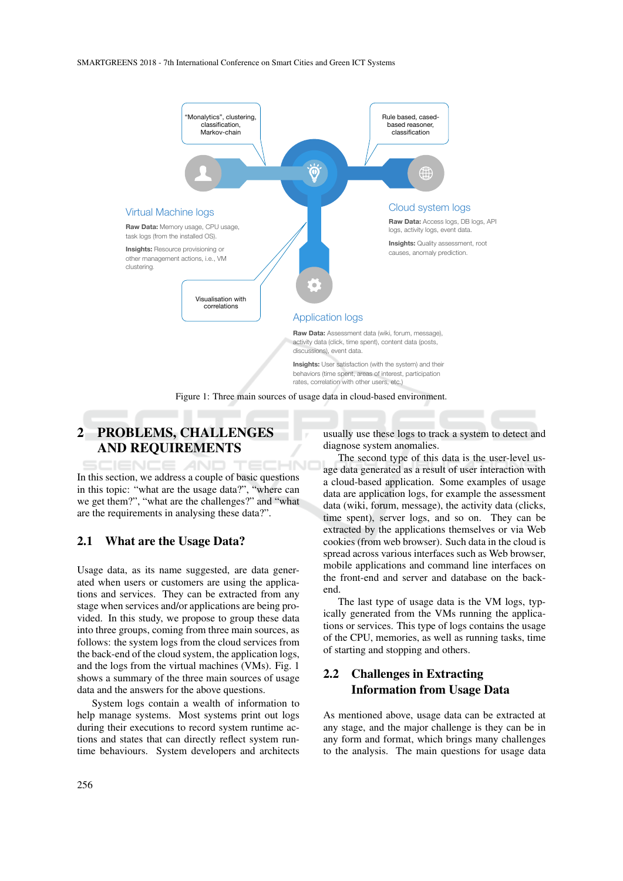"Monalytics", clustering, classification, Markov-chain

Rule based, cased-based reasoner, classification

**Virtual Machine logs**

**Raw Data:** Memory usage, CPU usage, task logs (from the installed OS).

**Insights:** Resource provisioning or other management actions, i.e., VM clustering.

**Cloud system logs**

**Raw Data:** Access logs, DB logs, API logs, activity logs, event data.

**Insights:** Quality assessment, root causes, anomaly prediction.

Visualisation with correlations

**Application logs**

**Raw Data:** Assessment data (wiki, forum, message), activity data (click, time spent), content data (posts, discussions), event data.

**Insights:** User satisfaction (with the system) and their behaviors (time spent, areas of interest, participation rates, correlation with other users, etc.)

Figure 1: Three main sources of usage data in cloud-based environment.

## 2 PROBLEMS, CHALLENGES AND REQUIREMENTS

In this section, we address a couple of basic questions in this topic: "what are the usage data?", "where can we get them?", "what are the challenges?" and "what are the requirements in analysing these data?".

### 2.1 What are the Usage Data?

Usage data, as its name suggested, are data generated when users or customers are using the applications and services. They can be extracted from any stage when services and/or applications are being provided. In this study, we propose to group these data into three groups, coming from three main sources, as follows: the system logs from the cloud services from the back-end of the cloud system, the application logs, and the logs from the virtual machines (VMs). Fig. 1 shows a summary of the three main sources of usage data and the answers for the above questions.

System logs contain a wealth of information to help manage systems. Most systems print out logs during their executions to record system runtime actions and states that can directly reflect system runtime behaviours. System developers and architects usually use these logs to track a system to detect and diagnose system anomalies.

The second type of this data is the user-level usage data generated as a result of user interaction with a cloud-based application. Some examples of usage data are application logs, for example the assessment data (wiki, forum, message), the activity data (clicks, time spent), server logs, and so on. They can be extracted by the applications themselves or via Web cookies (from web browser). Such data in the cloud is spread across various interfaces such as Web browser, mobile applications and command line interfaces on the front-end and server and database on the back-end.

The last type of usage data is the VM logs, typically generated from the VMs running the applications or services. This type of logs contains the usage of the CPU, memories, as well as running tasks, time of starting and stopping and others.

### 2.2 Challenges in Extracting Information from Usage Data

As mentioned above, usage data can be extracted at any stage, and the major challenge is they can be in any form and format, which brings many challenges to the analysis. The main questions for usage data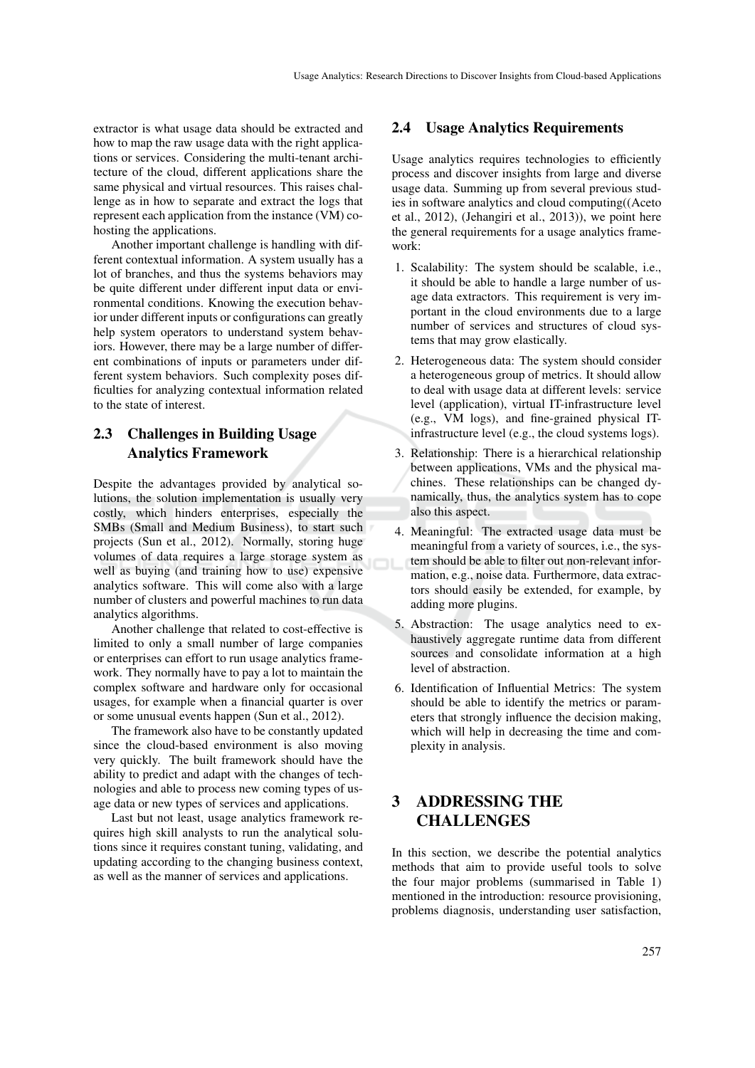extractor is what usage data should be extracted and how to map the raw usage data with the right applications or services. Considering the multi-tenant architecture of the cloud, different applications share the same physical and virtual resources. This raises challenge as in how to separate and extract the logs that represent each application from the instance (VM) cohosting the applications.

Another important challenge is handling with different contextual information. A system usually has a lot of branches, and thus the systems behaviors may be quite different under different input data or environmental conditions. Knowing the execution behavior under different inputs or configurations can greatly help system operators to understand system behaviors. However, there may be a large number of different combinations of inputs or parameters under different system behaviors. Such complexity poses difficulties for analyzing contextual information related to the state of interest.

## 2.3 Challenges in Building Usage Analytics Framework

Despite the advantages provided by analytical solutions, the solution implementation is usually very costly, which hinders enterprises, especially the SMBs (Small and Medium Business), to start such projects (Sun et al., 2012). Normally, storing huge volumes of data requires a large storage system as well as buying (and training how to use) expensive analytics software. This will come also with a large number of clusters and powerful machines to run data analytics algorithms.

Another challenge that related to cost-effective is limited to only a small number of large companies or enterprises can effort to run usage analytics framework. They normally have to pay a lot to maintain the complex software and hardware only for occasional usages, for example when a financial quarter is over or some unusual events happen (Sun et al., 2012).

The framework also have to be constantly updated since the cloud-based environment is also moving very quickly. The built framework should have the ability to predict and adapt with the changes of technologies and able to process new coming types of usage data or new types of services and applications.

Last but not least, usage analytics framework requires high skill analysts to run the analytical solutions since it requires constant tuning, validating, and updating according to the changing business context, as well as the manner of services and applications.

## 2.4 Usage Analytics Requirements

Usage analytics requires technologies to efficiently process and discover insights from large and diverse usage data. Summing up from several previous studies in software analytics and cloud computing((Aceto et al., 2012), (Jehangiri et al., 2013)), we point here the general requirements for a usage analytics framework:

1. Scalability: The system should be scalable, i.e., it should be able to handle a large number of usage data extractors. This requirement is very important in the cloud environments due to a large number of services and structures of cloud systems that may grow elastically.
2. Heterogeneous data: The system should consider a heterogeneous group of metrics. It should allow to deal with usage data at different levels: service level (application), virtual IT-infrastructure level (e.g., VM logs), and fine-grained physical IT-infrastructure level (e.g., the cloud systems logs).
3. Relationship: There is a hierarchical relationship between applications, VMs and the physical machines. These relationships can be changed dynamically, thus, the analytics system has to cope also this aspect.
4. Meaningful: The extracted usage data must be meaningful from a variety of sources, i.e., the system should be able to filter out non-relevant information, e.g., noise data. Furthermore, data extractors should easily be extended, for example, by adding more plugins.
5. Abstraction: The usage analytics need to exhaustively aggregate runtime data from different sources and consolidate information at a high level of abstraction.
6. Identification of Influential Metrics: The system should be able to identify the metrics or parameters that strongly influence the decision making, which will help in decreasing the time and complexity in analysis.

# 3 ADDRESSING THE CHALLENGES

In this section, we describe the potential analytics methods that aim to provide useful tools to solve the four major problems (summarised in Table 1) mentioned in the introduction: resource provisioning, problems diagnosis, understanding user satisfaction,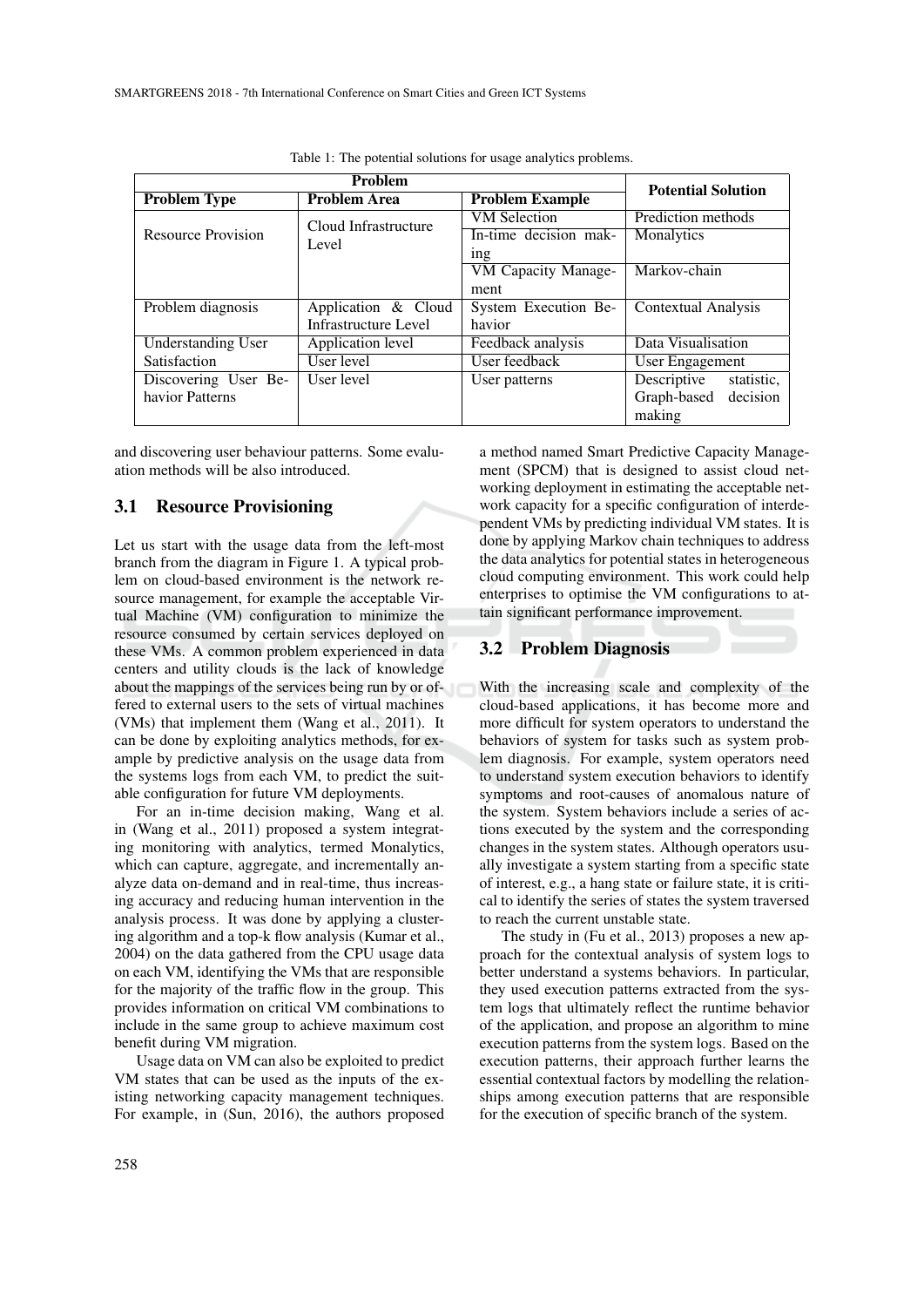Table 1: The potential solutions for usage analytics problems.

| Problem | | | Potential Solution |
|---|---|---|---|
| Problem Type | Problem Area | Problem Example | |
| Resource Provision | Cloud Infrastructure Level | VM Selection | Prediction methods |
| | | In-time decision making | Monalytics |
| | | VM Capacity Management | Markov-chain |
| Problem diagnosis | Application & Cloud Infrastructure Level | System Execution Behavior | Contextual Analysis |
| Understanding User Satisfaction | Application level | Feedback analysis | Data Visualisation |
| | User level | User feedback | User Engagement |
| Discovering User Behavior Patterns | User level | User patterns | Descriptive statistic, Graph-based decision making |

and discovering user behaviour patterns. Some evaluation methods will be also introduced.

### 3.1 Resource Provisioning

Let us start with the usage data from the left-most branch from the diagram in Figure 1. A typical problem on cloud-based environment is the network resource management, for example the acceptable Virtual Machine (VM) configuration to minimize the resource consumed by certain services deployed on these VMs. A common problem experienced in data centers and utility clouds is the lack of knowledge about the mappings of the services being run by or offered to external users to the sets of virtual machines (VMs) that implement them (Wang et al., 2011). It can be done by exploiting analytics methods, for example by predictive analysis on the usage data from the systems logs from each VM, to predict the suitable configuration for future VM deployments.

For an in-time decision making, Wang et al. in (Wang et al., 2011) proposed a system integrating monitoring with analytics, termed Monalytics, which can capture, aggregate, and incrementally analyze data on-demand and in real-time, thus increasing accuracy and reducing human intervention in the analysis process. It was done by applying a clustering algorithm and a top-k flow analysis (Kumar et al., 2004) on the data gathered from the CPU usage data on each VM, identifying the VMs that are responsible for the majority of the traffic flow in the group. This provides information on critical VM combinations to include in the same group to achieve maximum cost benefit during VM migration.

Usage data on VM can also be exploited to predict VM states that can be used as the inputs of the existing networking capacity management techniques. For example, in (Sun, 2016), the authors proposed a method named Smart Predictive Capacity Management (SPCM) that is designed to assist cloud networking deployment in estimating the acceptable network capacity for a specific configuration of interdependent VMs by predicting individual VM states. It is done by applying Markov chain techniques to address the data analytics for potential states in heterogeneous cloud computing environment. This work could help enterprises to optimise the VM configurations to attain significant performance improvement.

### 3.2 Problem Diagnosis

With the increasing scale and complexity of the cloud-based applications, it has become more and more difficult for system operators to understand the behaviors of system for tasks such as system problem diagnosis. For example, system operators need to understand system execution behaviors to identify symptoms and root-causes of anomalous nature of the system. System behaviors include a series of actions executed by the system and the corresponding changes in the system states. Although operators usually investigate a system starting from a specific state of interest, e.g., a hang state or failure state, it is critical to identify the series of states the system traversed to reach the current unstable state.

The study in (Fu et al., 2013) proposes a new approach for the contextual analysis of system logs to better understand a systems behaviors. In particular, they used execution patterns extracted from the system logs that ultimately reflect the runtime behavior of the application, and propose an algorithm to mine execution patterns from the system logs. Based on the execution patterns, their approach further learns the essential contextual factors by modelling the relationships among execution patterns that are responsible for the execution of specific branch of the system.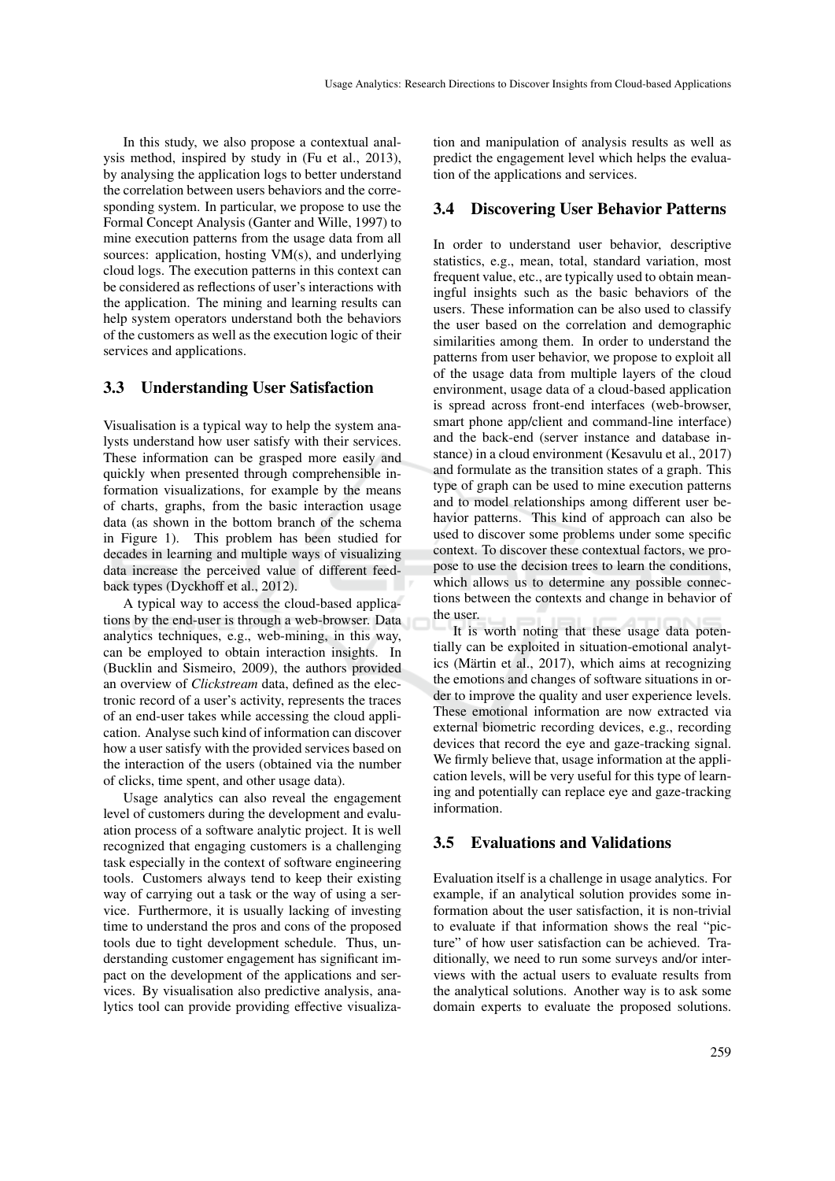In this study, we also propose a contextual analysis method, inspired by study in (Fu et al., 2013), by analysing the application logs to better understand the correlation between users behaviors and the corresponding system. In particular, we propose to use the Formal Concept Analysis (Ganter and Wille, 1997) to mine execution patterns from the usage data from all sources: application, hosting VM(s), and underlying cloud logs. The execution patterns in this context can be considered as reflections of user's interactions with the application. The mining and learning results can help system operators understand both the behaviors of the customers as well as the execution logic of their services and applications.

### 3.3 Understanding User Satisfaction

Visualisation is a typical way to help the system analysts understand how user satisfy with their services. These information can be grasped more easily and quickly when presented through comprehensible information visualizations, for example by the means of charts, graphs, from the basic interaction usage data (as shown in the bottom branch of the schema in Figure 1). This problem has been studied for decades in learning and multiple ways of visualizing data increase the perceived value of different feedback types (Dyckhoff et al., 2012).

A typical way to access the cloud-based applications by the end-user is through a web-browser. Data analytics techniques, e.g., web-mining, in this way, can be employed to obtain interaction insights. In (Bucklin and Sismeiro, 2009), the authors provided an overview of *Clickstream* data, defined as the electronic record of a user's activity, represents the traces of an end-user takes while accessing the cloud application. Analyse such kind of information can discover how a user satisfy with the provided services based on the interaction of the users (obtained via the number of clicks, time spent, and other usage data).

Usage analytics can also reveal the engagement level of customers during the development and evaluation process of a software analytic project. It is well recognized that engaging customers is a challenging task especially in the context of software engineering tools. Customers always tend to keep their existing way of carrying out a task or the way of using a service. Furthermore, it is usually lacking of investing time to understand the pros and cons of the proposed tools due to tight development schedule. Thus, understanding customer engagement has significant impact on the development of the applications and services. By visualisation also predictive analysis, analytics tool can provide providing effective visualization and manipulation of analysis results as well as predict the engagement level which helps the evaluation of the applications and services.

### 3.4 Discovering User Behavior Patterns

In order to understand user behavior, descriptive statistics, e.g., mean, total, standard variation, most frequent value, etc., are typically used to obtain meaningful insights such as the basic behaviors of the users. These information can be also used to classify the user based on the correlation and demographic similarities among them. In order to understand the patterns from user behavior, we propose to exploit all of the usage data from multiple layers of the cloud environment, usage data of a cloud-based application is spread across front-end interfaces (web-browser, smart phone app/client and command-line interface) and the back-end (server instance and database instance) in a cloud environment (Kesavulu et al., 2017) and formulate as the transition states of a graph. This type of graph can be used to mine execution patterns and to model relationships among different user behavior patterns. This kind of approach can also be used to discover some problems under some specific context. To discover these contextual factors, we propose to use the decision trees to learn the conditions, which allows us to determine any possible connections between the contexts and change in behavior of the user.

It is worth noting that these usage data potentially can be exploited in situation-emotional analytics (Märtin et al., 2017), which aims at recognizing the emotions and changes of software situations in order to improve the quality and user experience levels. These emotional information are now extracted via external biometric recording devices, e.g., recording devices that record the eye and gaze-tracking signal. We firmly believe that, usage information at the application levels, will be very useful for this type of learning and potentially can replace eye and gaze-tracking information.

### 3.5 Evaluations and Validations

Evaluation itself is a challenge in usage analytics. For example, if an analytical solution provides some information about the user satisfaction, it is non-trivial to evaluate if that information shows the real "picture" of how user satisfaction can be achieved. Traditionally, we need to run some surveys and/or interviews with the actual users to evaluate results from the analytical solutions. Another way is to ask some domain experts to evaluate the proposed solutions.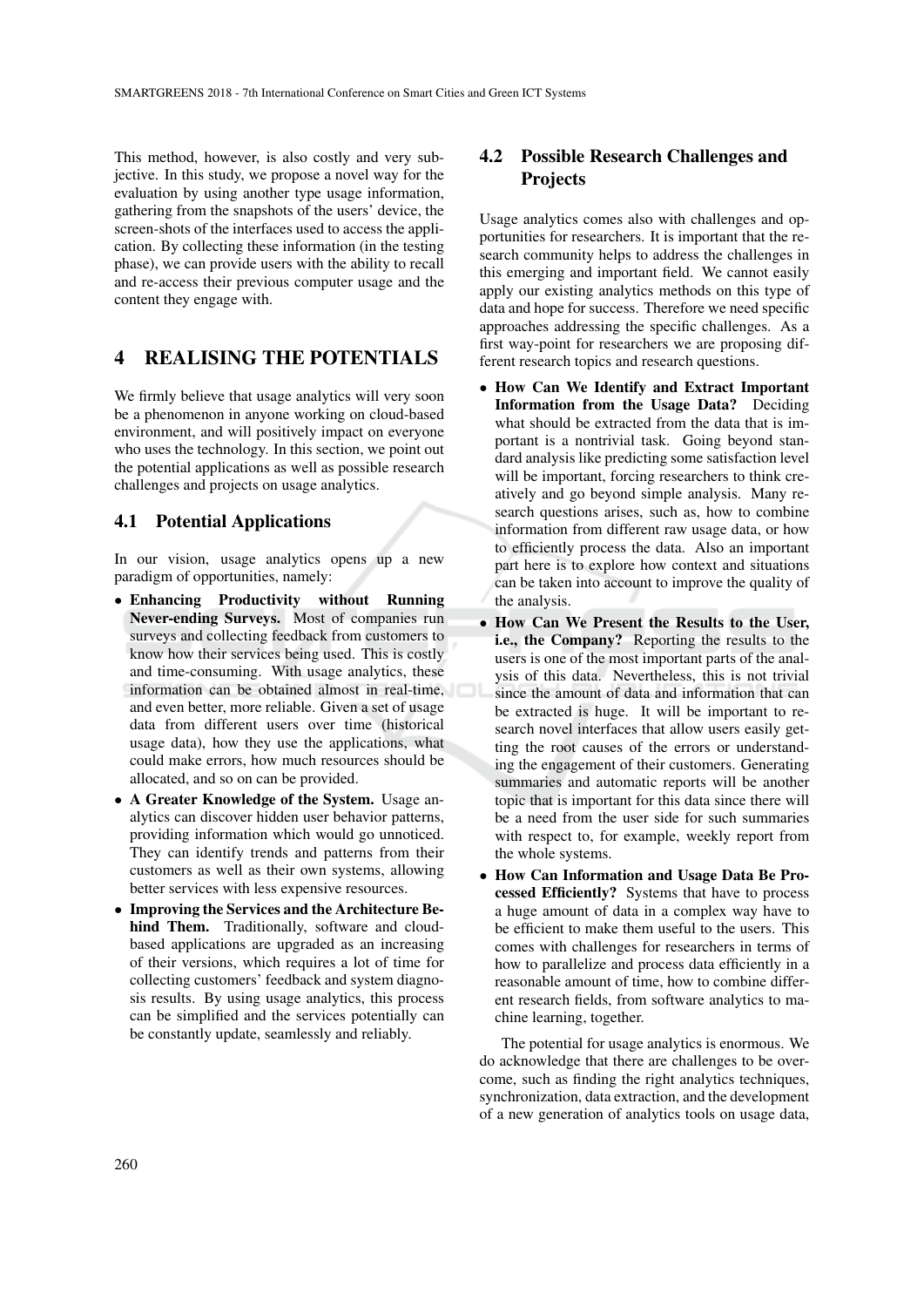This method, however, is also costly and very subjective. In this study, we propose a novel way for the evaluation by using another type usage information, gathering from the snapshots of the users' device, the screen-shots of the interfaces used to access the application. By collecting these information (in the testing phase), we can provide users with the ability to recall and re-access their previous computer usage and the content they engage with.

## 4 REALISING THE POTENTIALS

We firmly believe that usage analytics will very soon be a phenomenon in anyone working on cloud-based environment, and will positively impact on everyone who uses the technology. In this section, we point out the potential applications as well as possible research challenges and projects on usage analytics.

### 4.1 Potential Applications

In our vision, usage analytics opens up a new paradigm of opportunities, namely:

- **Enhancing Productivity without Running Never-ending Surveys.** Most of companies run surveys and collecting feedback from customers to know how their services being used. This is costly and time-consuming. With usage analytics, these information can be obtained almost in real-time, and even better, more reliable. Given a set of usage data from different users over time (historical usage data), how they use the applications, what could make errors, how much resources should be allocated, and so on can be provided.
- **A Greater Knowledge of the System.** Usage analytics can discover hidden user behavior patterns, providing information which would go unnoticed. They can identify trends and patterns from their customers as well as their own systems, allowing better services with less expensive resources.
- **Improving the Services and the Architecture Behind Them.** Traditionally, software and cloud-based applications are upgraded as an increasing of their versions, which requires a lot of time for collecting customers' feedback and system diagnosis results. By using usage analytics, this process can be simplified and the services potentially can be constantly update, seamlessly and reliably.

### 4.2 Possible Research Challenges and Projects

Usage analytics comes also with challenges and opportunities for researchers. It is important that the research community helps to address the challenges in this emerging and important field. We cannot easily apply our existing analytics methods on this type of data and hope for success. Therefore we need specific approaches addressing the specific challenges. As a first way-point for researchers we are proposing different research topics and research questions.

- **How Can We Identify and Extract Important Information from the Usage Data?** Deciding what should be extracted from the data that is important is a nontrivial task. Going beyond standard analysis like predicting some satisfaction level will be important, forcing researchers to think creatively and go beyond simple analysis. Many research questions arises, such as, how to combine information from different raw usage data, or how to efficiently process the data. Also an important part here is to explore how context and situations can be taken into account to improve the quality of the analysis.
- **How Can We Present the Results to the User, i.e., the Company?** Reporting the results to the users is one of the most important parts of the analysis of this data. Nevertheless, this is not trivial since the amount of data and information that can be extracted is huge. It will be important to research novel interfaces that allow users easily getting the root causes of the errors or understanding the engagement of their customers. Generating summaries and automatic reports will be another topic that is important for this data since there will be a need from the user side for such summaries with respect to, for example, weekly report from the whole systems.
- **How Can Information and Usage Data Be Processed Efficiently?** Systems that have to process a huge amount of data in a complex way have to be efficient to make them useful to the users. This comes with challenges for researchers in terms of how to parallelize and process data efficiently in a reasonable amount of time, how to combine different research fields, from software analytics to machine learning, together.

The potential for usage analytics is enormous. We do acknowledge that there are challenges to be overcome, such as finding the right analytics techniques, synchronization, data extraction, and the development of a new generation of analytics tools on usage data,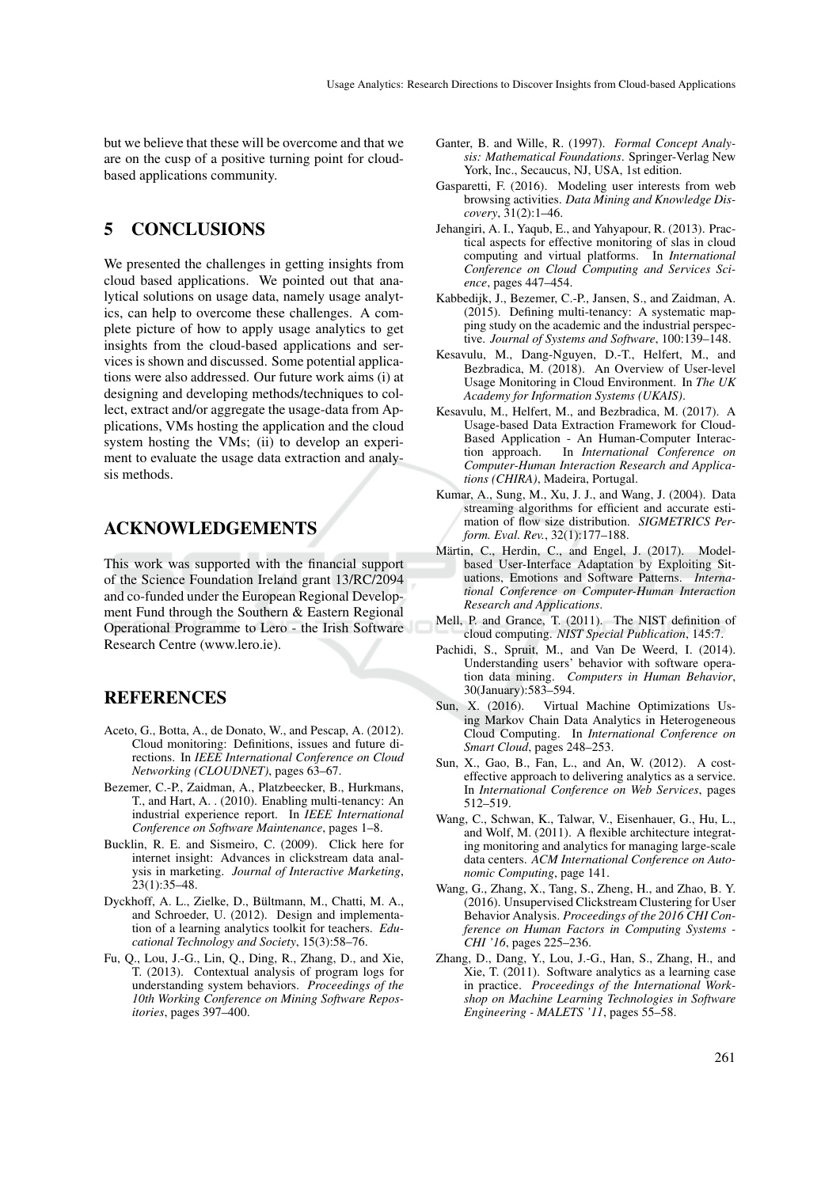but we believe that these will be overcome and that we are on the cusp of a positive turning point for cloud-based applications community.

## 5 CONCLUSIONS

We presented the challenges in getting insights from cloud based applications. We pointed out that analytical solutions on usage data, namely usage analytics, can help to overcome these challenges. A complete picture of how to apply usage analytics to get insights from the cloud-based applications and services is shown and discussed. Some potential applications were also addressed. Our future work aims (i) at designing and developing methods/techniques to collect, extract and/or aggregate the usage-data from Applications, VMs hosting the application and the cloud system hosting the VMs; (ii) to develop an experiment to evaluate the usage data extraction and analysis methods.

## ACKNOWLEDGEMENTS

This work was supported with the financial support of the Science Foundation Ireland grant 13/RC/2094 and co-funded under the European Regional Development Fund through the Southern & Eastern Regional Operational Programme to Lero - the Irish Software Research Centre (www.lero.ie).

## REFERENCES

Aceto, G., Botta, A., de Donato, W., and Pescap, A. (2012). Cloud monitoring: Definitions, issues and future directions. In *IEEE International Conference on Cloud Networking (CLOUDNET)*, pages 63–67.

Bezemer, C.-P., Zaidman, A., Platzbeecker, B., Hurkmans, T., and Hart, A. . (2010). Enabling multi-tenancy: An industrial experience report. In *IEEE International Conference on Software Maintenance*, pages 1–8.

Bucklin, R. E. and Sismeiro, C. (2009). Click here for internet insight: Advances in clickstream data analysis in marketing. *Journal of Interactive Marketing*, 23(1):35–48.

Dyckhoff, A. L., Zielke, D., Bültmann, M., Chatti, M. A., and Schroeder, U. (2012). Design and implementation of a learning analytics toolkit for teachers. *Educational Technology and Society*, 15(3):58–76.

Fu, Q., Lou, J.-G., Lin, Q., Ding, R., Zhang, D., and Xie, T. (2013). Contextual analysis of program logs for understanding system behaviors. *Proceedings of the 10th Working Conference on Mining Software Repositories*, pages 397–400.

Ganter, B. and Wille, R. (1997). *Formal Concept Analysis: Mathematical Foundations*. Springer-Verlag New York, Inc., Secaucus, NJ, USA, 1st edition.

Gasparetti, F. (2016). Modeling user interests from web browsing activities. *Data Mining and Knowledge Discovery*, 31(2):1–46.

Jehangiri, A. I., Yaqub, E., and Yahyapour, R. (2013). Practical aspects for effective monitoring of slas in cloud computing and virtual platforms. In *International Conference on Cloud Computing and Services Science*, pages 447–454.

Kabbedijk, J., Bezemer, C.-P., Jansen, S., and Zaidman, A. (2015). Defining multi-tenancy: A systematic mapping study on the academic and the industrial perspective. *Journal of Systems and Software*, 100:139–148.

Kesavulu, M., Dang-Nguyen, D.-T., Helfert, M., and Bezbradica, M. (2018). An Overview of User-level Usage Monitoring in Cloud Environment. In *The UK Academy for Information Systems (UKAIS)*.

Kesavulu, M., Helfert, M., and Bezbradica, M. (2017). A Usage-based Data Extraction Framework for Cloud-Based Application - An Human-Computer Interaction approach. In *International Conference on Computer-Human Interaction Research and Applications (CHIRA)*, Madeira, Portugal.

Kumar, A., Sung, M., Xu, J. J., and Wang, J. (2004). Data streaming algorithms for efficient and accurate estimation of flow size distribution. *SIGMETRICS Perform. Eval. Rev.*, 32(1):177–188.

Märtin, C., Herdin, C., and Engel, J. (2017). Model-based User-Interface Adaptation by Exploiting Situations, Emotions and Software Patterns. *International Conference on Computer-Human Interaction Research and Applications*.

Mell, P. and Grance, T. (2011). The NIST definition of cloud computing. *NIST Special Publication*, 145:7.

Pachidi, S., Spruit, M., and Van De Weerd, I. (2014). Understanding users' behavior with software operation data mining. *Computers in Human Behavior*, 30(January):583–594.

Sun, X. (2016). Virtual Machine Optimizations Using Markov Chain Data Analytics in Heterogeneous Cloud Computing. In *International Conference on Smart Cloud*, pages 248–253.

Sun, X., Gao, B., Fan, L., and An, W. (2012). A cost-effective approach to delivering analytics as a service. In *International Conference on Web Services*, pages 512–519.

Wang, C., Schwan, K., Talwar, V., Eisenhauer, G., Hu, L., and Wolf, M. (2011). A flexible architecture integrating monitoring and analytics for managing large-scale data centers. *ACM International Conference on Autonomic Computing*, page 141.

Wang, G., Zhang, X., Tang, S., Zheng, H., and Zhao, B. Y. (2016). Unsupervised Clickstream Clustering for User Behavior Analysis. *Proceedings of the 2016 CHI Conference on Human Factors in Computing Systems - CHI '16*, pages 225–236.

Zhang, D., Dang, Y., Lou, J.-G., Han, S., Zhang, H., and Xie, T. (2011). Software analytics as a learning case in practice. *Proceedings of the International Workshop on Machine Learning Technologies in Software Engineering - MALETS '11*, pages 55–58.